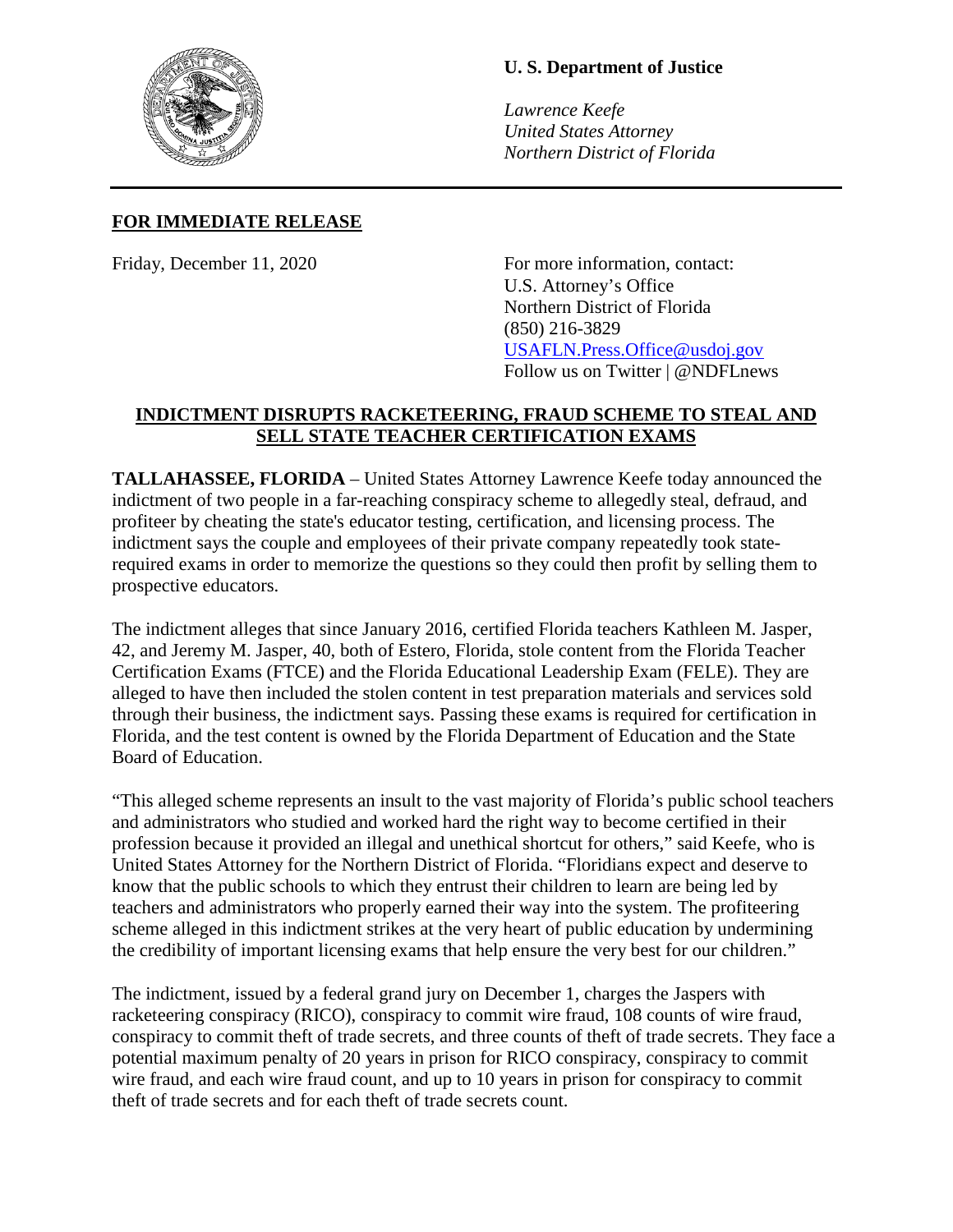**U. S. Department of Justice**

*Lawrence Keefe*
*United States Attorney*
*Northern District of Florida*

---

**FOR IMMEDIATE RELEASE**

Friday, December 11, 2020

For more information, contact:
U.S. Attorney's Office
Northern District of Florida
(850) 216-3829
USAFLN.Press.Office@usdoj.gov
Follow us on Twitter | @NDFLnews

## INDICTMENT DISRUPTS RACKETEERING, FRAUD SCHEME TO STEAL AND SELL STATE TEACHER CERTIFICATION EXAMS

**TALLAHASSEE, FLORIDA** – United States Attorney Lawrence Keefe today announced the indictment of two people in a far-reaching conspiracy scheme to allegedly steal, defraud, and profiteer by cheating the state's educator testing, certification, and licensing process. The indictment says the couple and employees of their private company repeatedly took state-required exams in order to memorize the questions so they could then profit by selling them to prospective educators.

The indictment alleges that since January 2016, certified Florida teachers Kathleen M. Jasper, 42, and Jeremy M. Jasper, 40, both of Estero, Florida, stole content from the Florida Teacher Certification Exams (FTCE) and the Florida Educational Leadership Exam (FELE). They are alleged to have then included the stolen content in test preparation materials and services sold through their business, the indictment says. Passing these exams is required for certification in Florida, and the test content is owned by the Florida Department of Education and the State Board of Education.

"This alleged scheme represents an insult to the vast majority of Florida's public school teachers and administrators who studied and worked hard the right way to become certified in their profession because it provided an illegal and unethical shortcut for others," said Keefe, who is United States Attorney for the Northern District of Florida. "Floridians expect and deserve to know that the public schools to which they entrust their children to learn are being led by teachers and administrators who properly earned their way into the system. The profiteering scheme alleged in this indictment strikes at the very heart of public education by undermining the credibility of important licensing exams that help ensure the very best for our children."

The indictment, issued by a federal grand jury on December 1, charges the Jaspers with racketeering conspiracy (RICO), conspiracy to commit wire fraud, 108 counts of wire fraud, conspiracy to commit theft of trade secrets, and three counts of theft of trade secrets. They face a potential maximum penalty of 20 years in prison for RICO conspiracy, conspiracy to commit wire fraud, and each wire fraud count, and up to 10 years in prison for conspiracy to commit theft of trade secrets and for each theft of trade secrets count.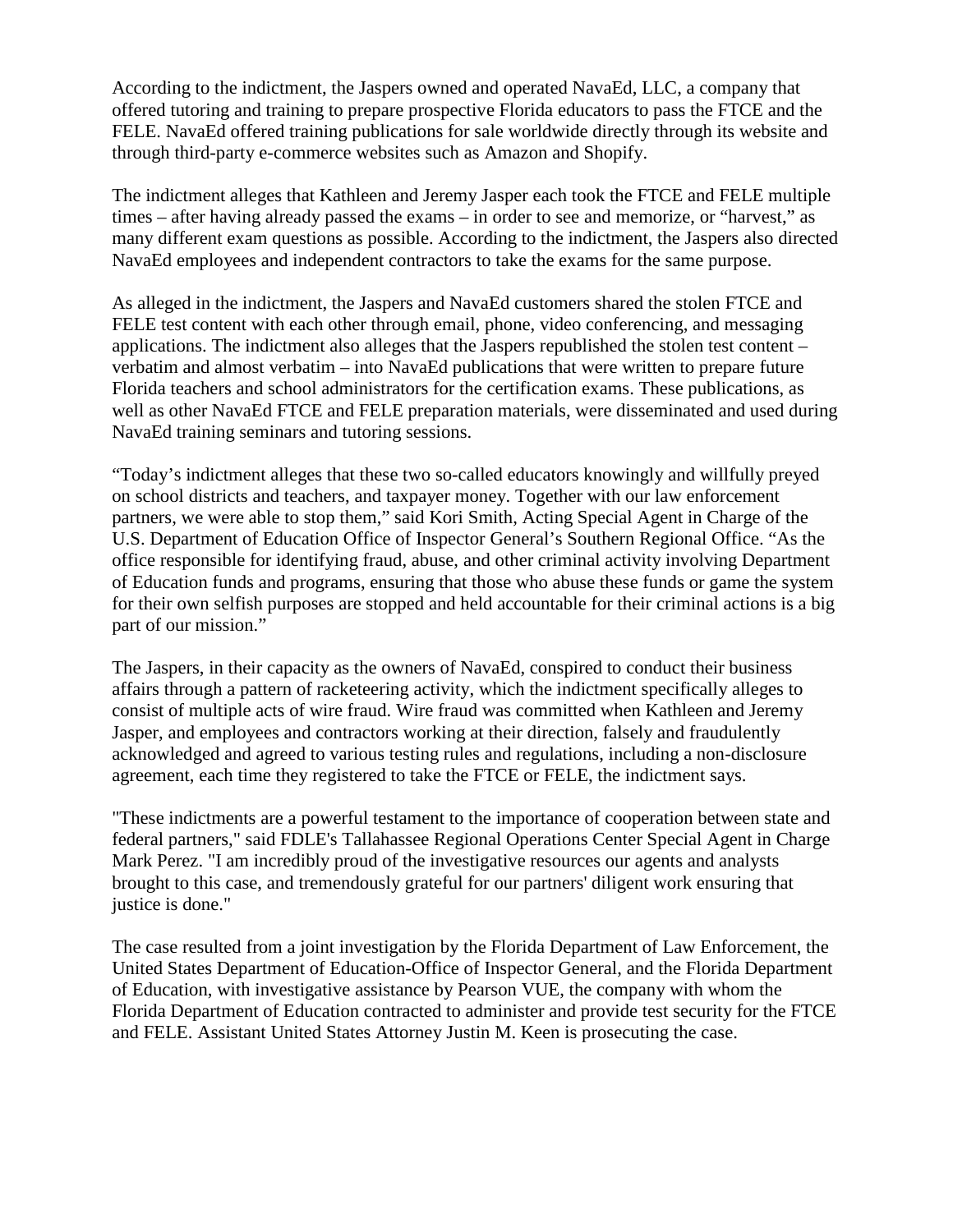According to the indictment, the Jaspers owned and operated NavaEd, LLC, a company that offered tutoring and training to prepare prospective Florida educators to pass the FTCE and the FELE. NavaEd offered training publications for sale worldwide directly through its website and through third-party e-commerce websites such as Amazon and Shopify.

The indictment alleges that Kathleen and Jeremy Jasper each took the FTCE and FELE multiple times – after having already passed the exams – in order to see and memorize, or "harvest," as many different exam questions as possible. According to the indictment, the Jaspers also directed NavaEd employees and independent contractors to take the exams for the same purpose.

As alleged in the indictment, the Jaspers and NavaEd customers shared the stolen FTCE and FELE test content with each other through email, phone, video conferencing, and messaging applications. The indictment also alleges that the Jaspers republished the stolen test content – verbatim and almost verbatim – into NavaEd publications that were written to prepare future Florida teachers and school administrators for the certification exams. These publications, as well as other NavaEd FTCE and FELE preparation materials, were disseminated and used during NavaEd training seminars and tutoring sessions.

"Today's indictment alleges that these two so-called educators knowingly and willfully preyed on school districts and teachers, and taxpayer money. Together with our law enforcement partners, we were able to stop them," said Kori Smith, Acting Special Agent in Charge of the U.S. Department of Education Office of Inspector General's Southern Regional Office. "As the office responsible for identifying fraud, abuse, and other criminal activity involving Department of Education funds and programs, ensuring that those who abuse these funds or game the system for their own selfish purposes are stopped and held accountable for their criminal actions is a big part of our mission."

The Jaspers, in their capacity as the owners of NavaEd, conspired to conduct their business affairs through a pattern of racketeering activity, which the indictment specifically alleges to consist of multiple acts of wire fraud. Wire fraud was committed when Kathleen and Jeremy Jasper, and employees and contractors working at their direction, falsely and fraudulently acknowledged and agreed to various testing rules and regulations, including a non-disclosure agreement, each time they registered to take the FTCE or FELE, the indictment says.

"These indictments are a powerful testament to the importance of cooperation between state and federal partners," said FDLE's Tallahassee Regional Operations Center Special Agent in Charge Mark Perez. "I am incredibly proud of the investigative resources our agents and analysts brought to this case, and tremendously grateful for our partners' diligent work ensuring that justice is done."

The case resulted from a joint investigation by the Florida Department of Law Enforcement, the United States Department of Education-Office of Inspector General, and the Florida Department of Education, with investigative assistance by Pearson VUE, the company with whom the Florida Department of Education contracted to administer and provide test security for the FTCE and FELE. Assistant United States Attorney Justin M. Keen is prosecuting the case.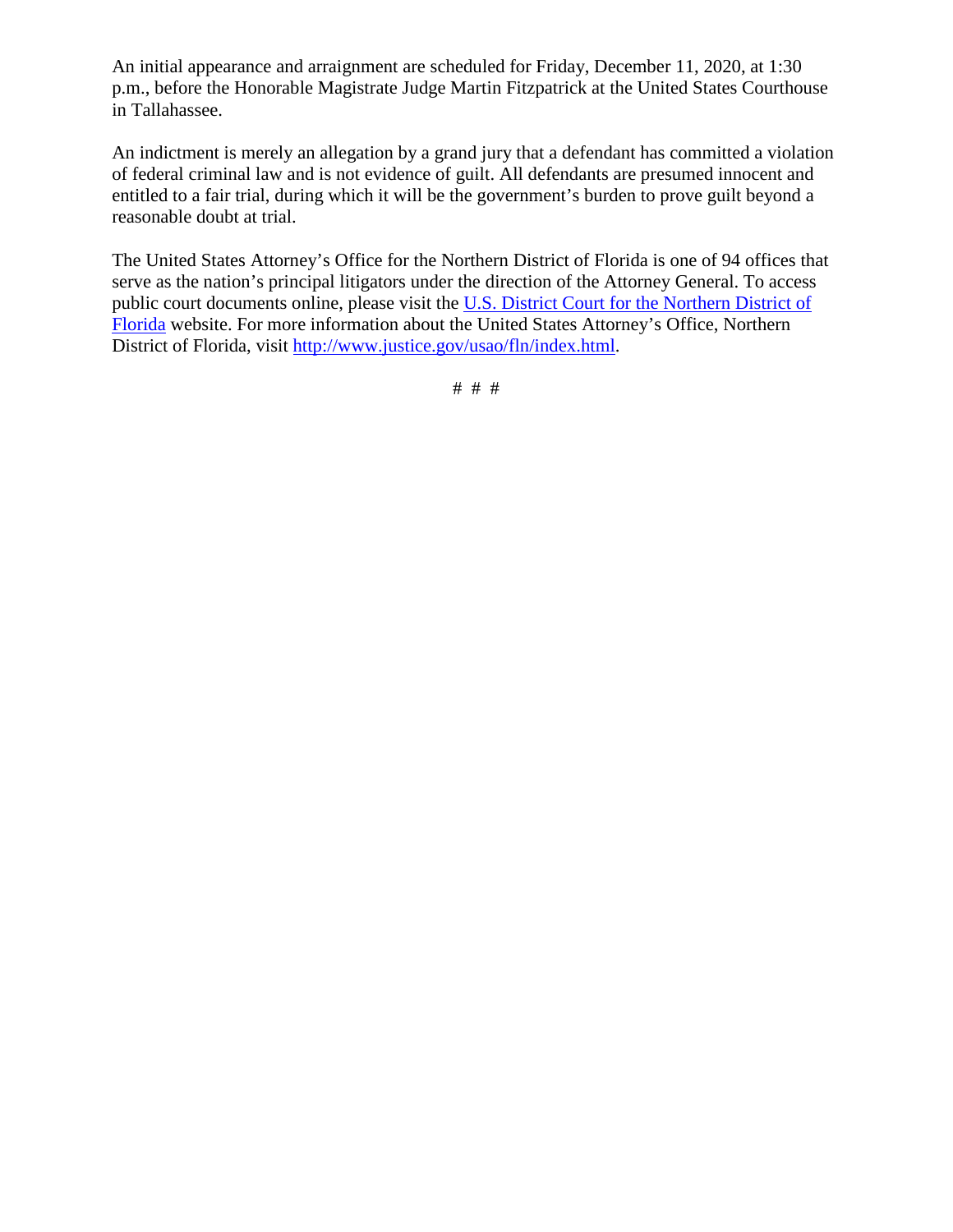An initial appearance and arraignment are scheduled for Friday, December 11, 2020, at 1:30 p.m., before the Honorable Magistrate Judge Martin Fitzpatrick at the United States Courthouse in Tallahassee.

An indictment is merely an allegation by a grand jury that a defendant has committed a violation of federal criminal law and is not evidence of guilt. All defendants are presumed innocent and entitled to a fair trial, during which it will be the government's burden to prove guilt beyond a reasonable doubt at trial.

The United States Attorney's Office for the Northern District of Florida is one of 94 offices that serve as the nation's principal litigators under the direction of the Attorney General. To access public court documents online, please visit the U.S. District Court for the Northern District of Florida website. For more information about the United States Attorney's Office, Northern District of Florida, visit http://www.justice.gov/usao/fln/index.html.

# # #